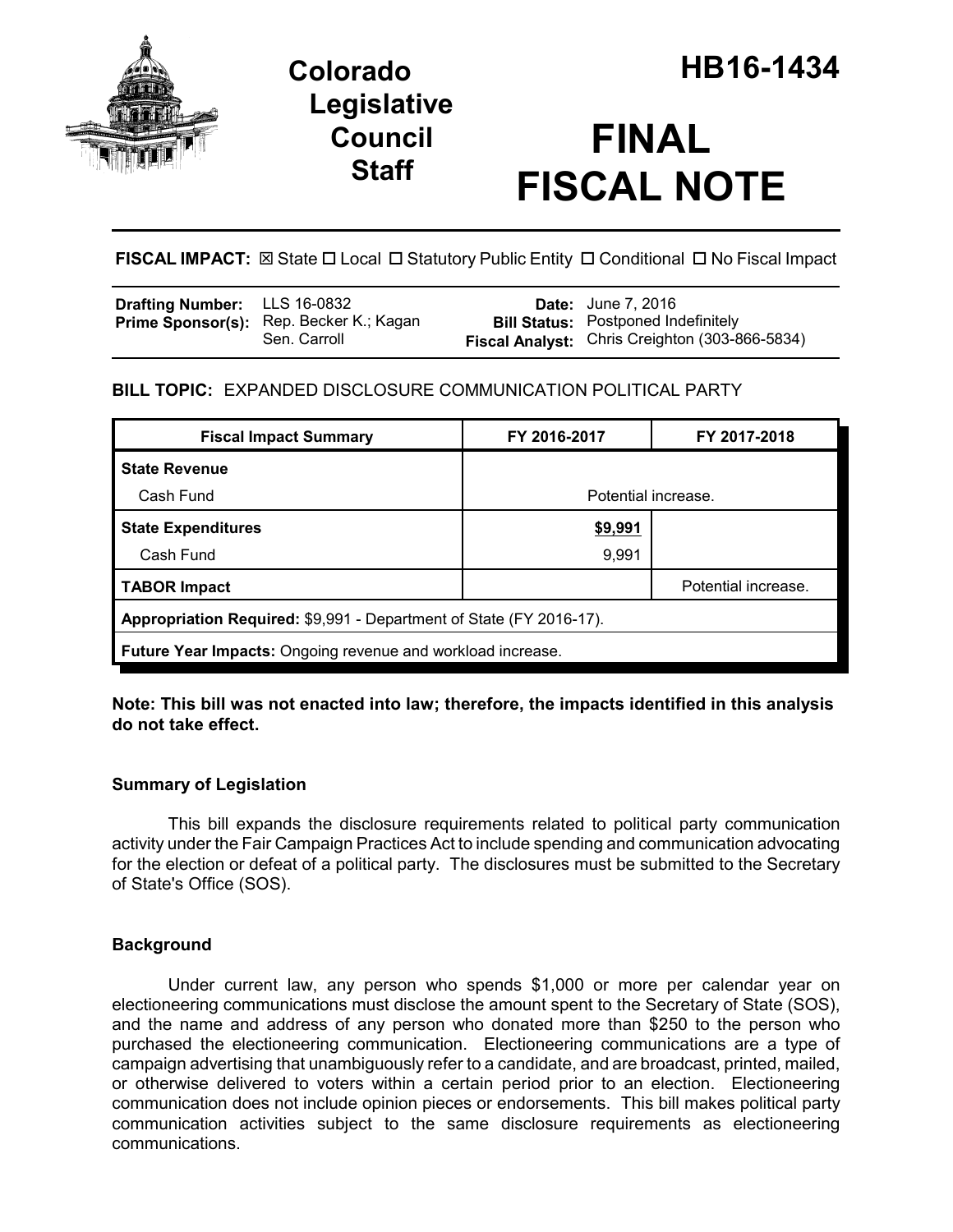# Colorado Legislative Council Staff

# HB16-1434

# FINAL FISCAL NOTE

**FISCAL IMPACT:** ☒ State ☐ Local ☐ Statutory Public Entity ☐ Conditional ☐ No Fiscal Impact

| | | | |
|---|---|---|---|
| **Drafting Number:** | LLS 16-0832 | **Date:** | June 7, 2016 |
| **Prime Sponsor(s):** | Rep. Becker K.; Kagan<br>Sen. Carroll | **Bill Status:** | Postponed Indefinitely |
| | | **Fiscal Analyst:** | Chris Creighton (303-866-5834) |

**BILL TOPIC:** EXPANDED DISCLOSURE COMMUNICATION POLITICAL PARTY

| Fiscal Impact Summary | FY 2016-2017 | FY 2017-2018 |
|---|---|---|
| **State Revenue** | | |
| Cash Fund | Potential increase. | |
| **State Expenditures** | **$9,991** | |
| Cash Fund | 9,991 | |
| **TABOR Impact** | | Potential increase. |
| **Appropriation Required:** $9,991 - Department of State (FY 2016-17). | | |
| **Future Year Impacts:** Ongoing revenue and workload increase. | | |

**Note: This bill was not enacted into law; therefore, the impacts identified in this analysis do not take effect.**

### Summary of Legislation

This bill expands the disclosure requirements related to political party communication activity under the Fair Campaign Practices Act to include spending and communication advocating for the election or defeat of a political party. The disclosures must be submitted to the Secretary of State's Office (SOS).

### Background

Under current law, any person who spends $1,000 or more per calendar year on electioneering communications must disclose the amount spent to the Secretary of State (SOS), and the name and address of any person who donated more than $250 to the person who purchased the electioneering communication. Electioneering communications are a type of campaign advertising that unambiguously refer to a candidate, and are broadcast, printed, mailed, or otherwise delivered to voters within a certain period prior to an election. Electioneering communication does not include opinion pieces or endorsements. This bill makes political party communication activities subject to the same disclosure requirements as electioneering communications.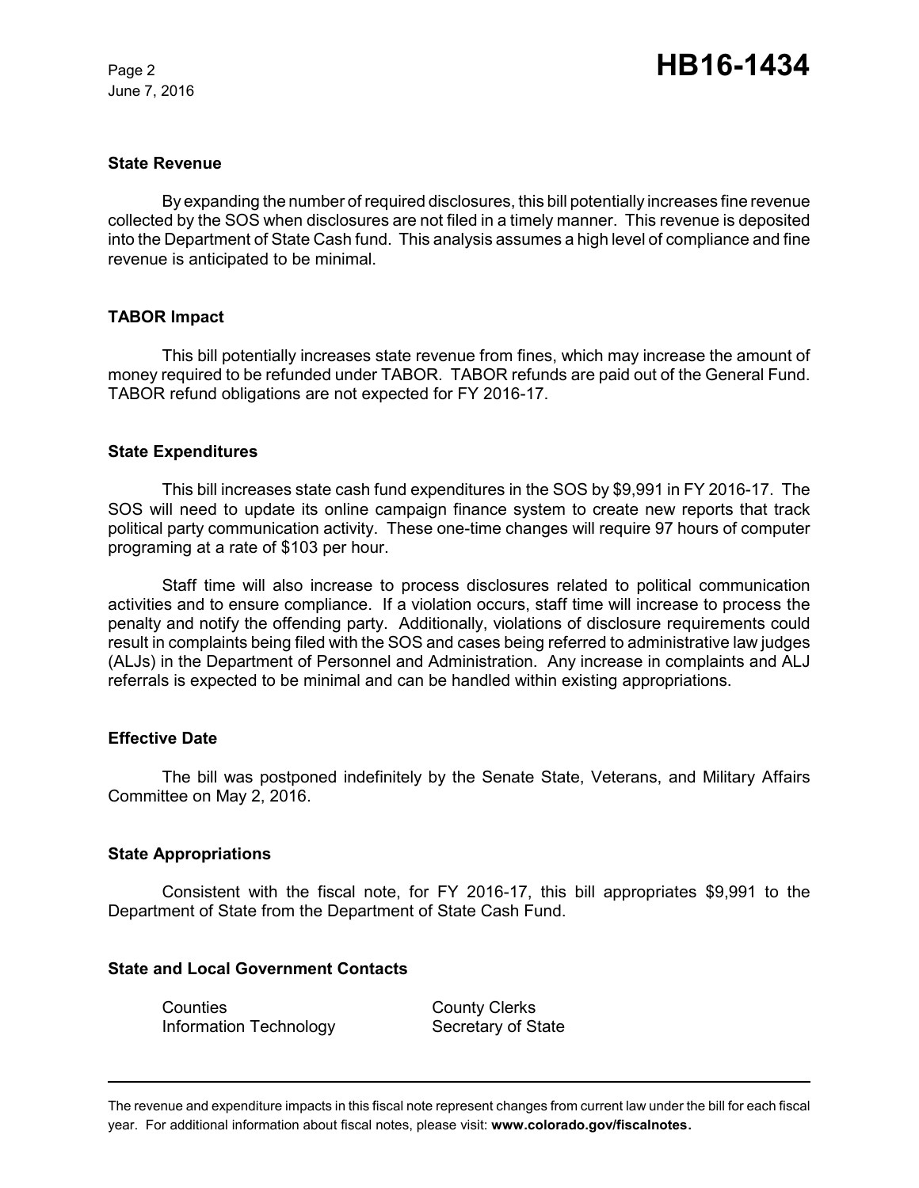## State Revenue

By expanding the number of required disclosures, this bill potentially increases fine revenue collected by the SOS when disclosures are not filed in a timely manner. This revenue is deposited into the Department of State Cash fund. This analysis assumes a high level of compliance and fine revenue is anticipated to be minimal.

## TABOR Impact

This bill potentially increases state revenue from fines, which may increase the amount of money required to be refunded under TABOR. TABOR refunds are paid out of the General Fund. TABOR refund obligations are not expected for FY 2016-17.

## State Expenditures

This bill increases state cash fund expenditures in the SOS by $9,991 in FY 2016-17. The SOS will need to update its online campaign finance system to create new reports that track political party communication activity. These one-time changes will require 97 hours of computer programing at a rate of $103 per hour.

Staff time will also increase to process disclosures related to political communication activities and to ensure compliance. If a violation occurs, staff time will increase to process the penalty and notify the offending party. Additionally, violations of disclosure requirements could result in complaints being filed with the SOS and cases being referred to administrative law judges (ALJs) in the Department of Personnel and Administration. Any increase in complaints and ALJ referrals is expected to be minimal and can be handled within existing appropriations.

## Effective Date

The bill was postponed indefinitely by the Senate State, Veterans, and Military Affairs Committee on May 2, 2016.

## State Appropriations

Consistent with the fiscal note, for FY 2016-17, this bill appropriates $9,991 to the Department of State from the Department of State Cash Fund.

## State and Local Government Contacts

| | |
|---|---|
| Counties | County Clerks |
| Information Technology | Secretary of State |

The revenue and expenditure impacts in this fiscal note represent changes from current law under the bill for each fiscal year. For additional information about fiscal notes, please visit: **www.colorado.gov/fiscalnotes.**